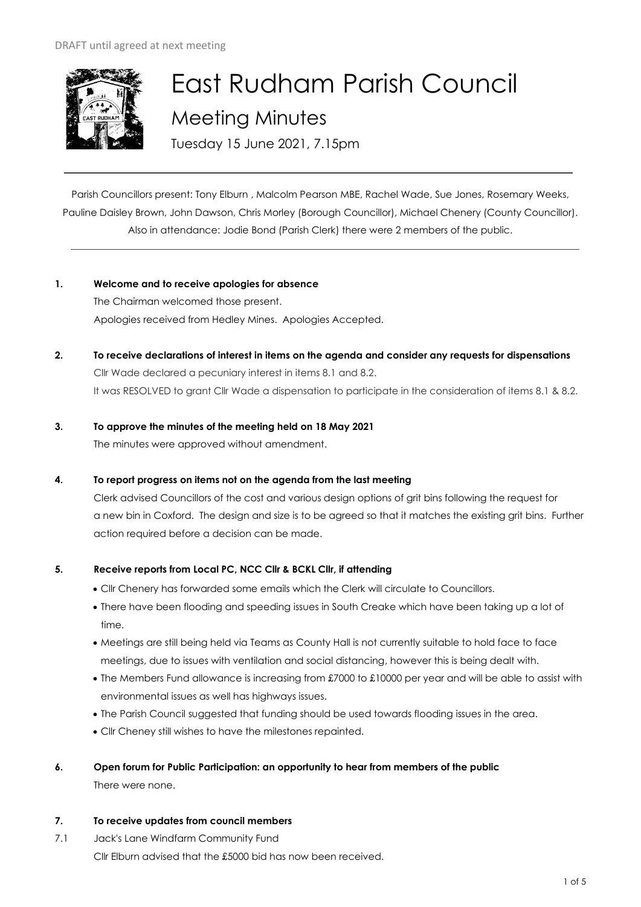DRAFT until agreed at next meeting

# East Rudham Parish Council

## Meeting Minutes

Tuesday 15 June 2021, 7.15pm

---

Parish Councillors present: Tony Elburn , Malcolm Pearson MBE, Rachel Wade, Sue Jones, Rosemary Weeks, Pauline Daisley Brown, John Dawson, Chris Morley (Borough Councillor), Michael Chenery (County Councillor). Also in attendance: Jodie Bond (Parish Clerk) there were 2 members of the public.

---

**1. Welcome and to receive apologies for absence**

The Chairman welcomed those present.

Apologies received from Hedley Mines. Apologies Accepted.

**2. To receive declarations of interest in items on the agenda and consider any requests for dispensations**

Cllr Wade declared a pecuniary interest in items 8.1 and 8.2.

It was RESOLVED to grant Cllr Wade a dispensation to participate in the consideration of items 8.1 & 8.2.

**3. To approve the minutes of the meeting held on 18 May 2021**

The minutes were approved without amendment.

**4. To report progress on items not on the agenda from the last meeting**

Clerk advised Councillors of the cost and various design options of grit bins following the request for a new bin in Coxford. The design and size is to be agreed so that it matches the existing grit bins. Further action required before a decision can be made.

**5. Receive reports from Local PC, NCC Cllr & BCKL Cllr, if attending**

- Cllr Chenery has forwarded some emails which the Clerk will circulate to Councillors.
- There have been flooding and speeding issues in South Creake which have been taking up a lot of time.
- Meetings are still being held via Teams as County Hall is not currently suitable to hold face to face meetings, due to issues with ventilation and social distancing, however this is being dealt with.
- The Members Fund allowance is increasing from £7000 to £10000 per year and will be able to assist with environmental issues as well has highways issues.
- The Parish Council suggested that funding should be used towards flooding issues in the area.
- Cllr Cheney still wishes to have the milestones repainted.

**6. Open forum for Public Participation: an opportunity to hear from members of the public**

There were none.

**7. To receive updates from council members**

7.1 Jack's Lane Windfarm Community Fund

Cllr Elburn advised that the £5000 bid has now been received.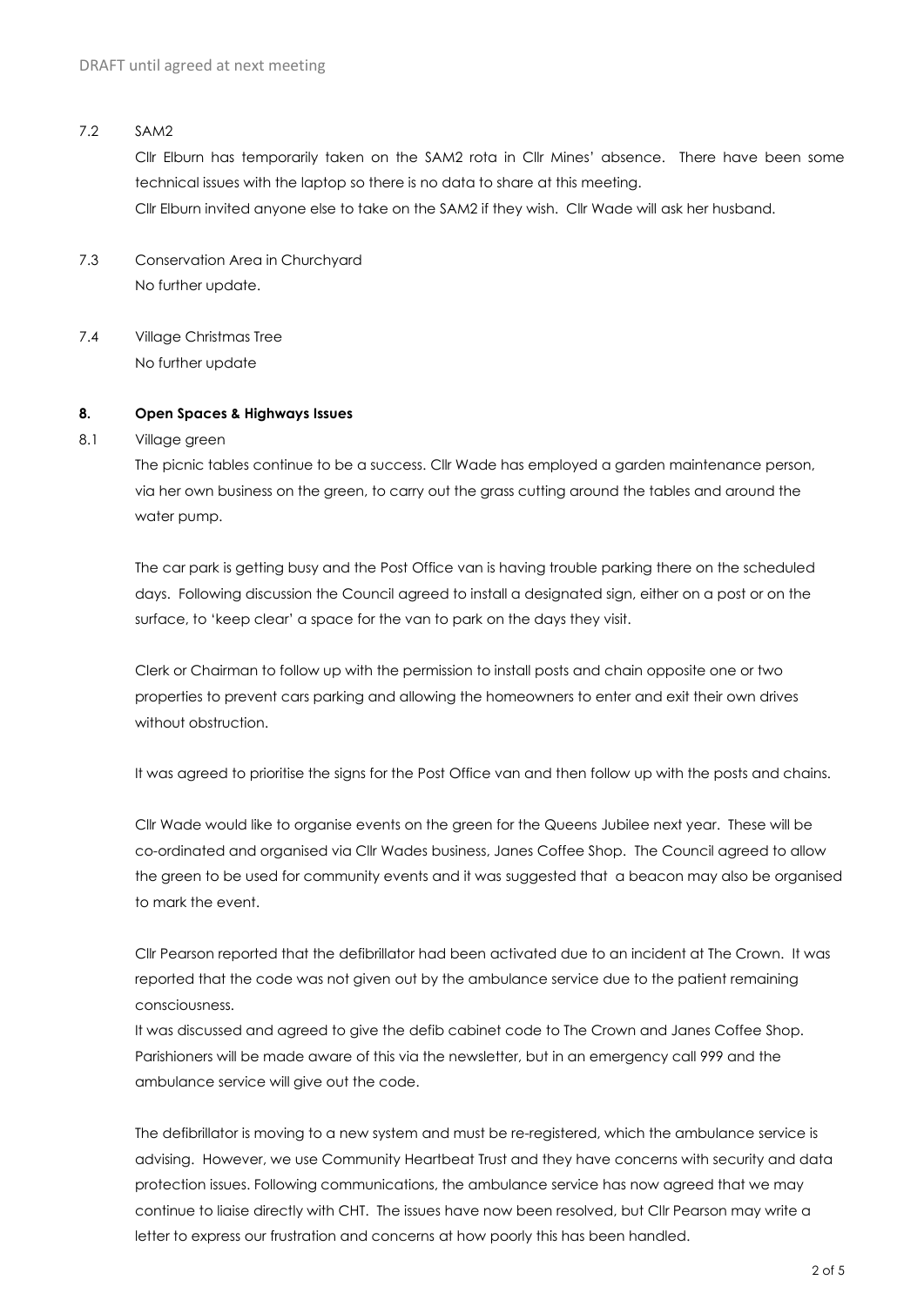DRAFT until agreed at next meeting

7.2 SAM2

Cllr Elburn has temporarily taken on the SAM2 rota in Cllr Mines' absence. There have been some technical issues with the laptop so there is no data to share at this meeting.
Cllr Elburn invited anyone else to take on the SAM2 if they wish. Cllr Wade will ask her husband.

7.3 Conservation Area in Churchyard

No further update.

7.4 Village Christmas Tree

No further update

**8. Open Spaces & Highways Issues**

8.1 Village green

The picnic tables continue to be a success. Cllr Wade has employed a garden maintenance person, via her own business on the green, to carry out the grass cutting around the tables and around the water pump.

The car park is getting busy and the Post Office van is having trouble parking there on the scheduled days. Following discussion the Council agreed to install a designated sign, either on a post or on the surface, to 'keep clear' a space for the van to park on the days they visit.

Clerk or Chairman to follow up with the permission to install posts and chain opposite one or two properties to prevent cars parking and allowing the homeowners to enter and exit their own drives without obstruction.

It was agreed to prioritise the signs for the Post Office van and then follow up with the posts and chains.

Cllr Wade would like to organise events on the green for the Queens Jubilee next year. These will be co-ordinated and organised via Cllr Wades business, Janes Coffee Shop. The Council agreed to allow the green to be used for community events and it was suggested that a beacon may also be organised to mark the event.

Cllr Pearson reported that the defibrillator had been activated due to an incident at The Crown. It was reported that the code was not given out by the ambulance service due to the patient remaining consciousness.
It was discussed and agreed to give the defib cabinet code to The Crown and Janes Coffee Shop. Parishioners will be made aware of this via the newsletter, but in an emergency call 999 and the ambulance service will give out the code.

The defibrillator is moving to a new system and must be re-registered, which the ambulance service is advising. However, we use Community Heartbeat Trust and they have concerns with security and data protection issues. Following communications, the ambulance service has now agreed that we may continue to liaise directly with CHT. The issues have now been resolved, but Cllr Pearson may write a letter to express our frustration and concerns at how poorly this has been handled.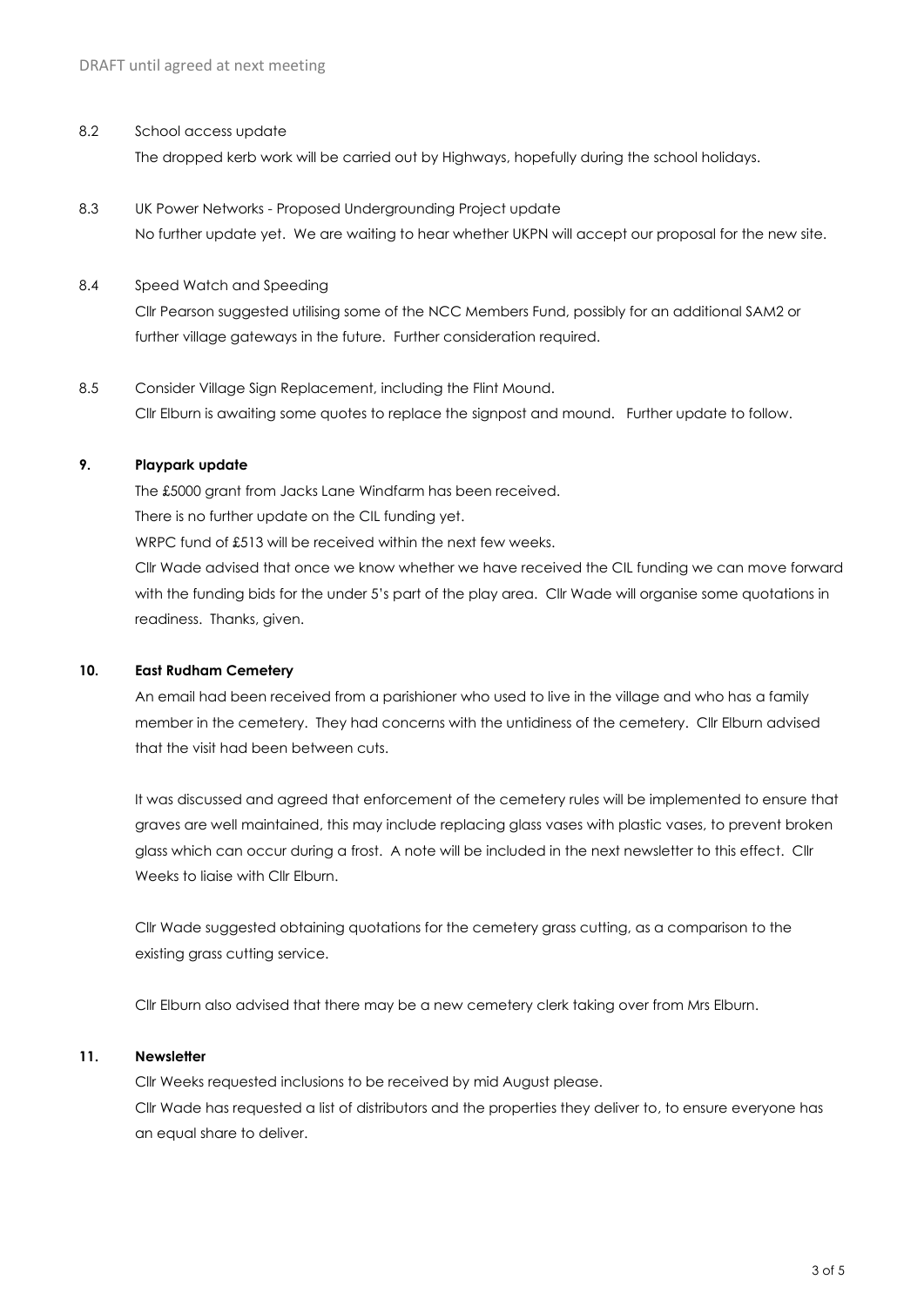DRAFT until agreed at next meeting

8.2 School access update

The dropped kerb work will be carried out by Highways, hopefully during the school holidays.

8.3 UK Power Networks - Proposed Undergrounding Project update

No further update yet. We are waiting to hear whether UKPN will accept our proposal for the new site.

8.4 Speed Watch and Speeding

Cllr Pearson suggested utilising some of the NCC Members Fund, possibly for an additional SAM2 or further village gateways in the future. Further consideration required.

8.5 Consider Village Sign Replacement, including the Flint Mound.

Cllr Elburn is awaiting some quotes to replace the signpost and mound. Further update to follow.

## 9. Playpark update

The £5000 grant from Jacks Lane Windfarm has been received.

There is no further update on the CIL funding yet.

WRPC fund of £513 will be received within the next few weeks.

Cllr Wade advised that once we know whether we have received the CIL funding we can move forward with the funding bids for the under 5's part of the play area. Cllr Wade will organise some quotations in readiness. Thanks, given.

## 10. East Rudham Cemetery

An email had been received from a parishioner who used to live in the village and who has a family member in the cemetery. They had concerns with the untidiness of the cemetery. Cllr Elburn advised that the visit had been between cuts.

It was discussed and agreed that enforcement of the cemetery rules will be implemented to ensure that graves are well maintained, this may include replacing glass vases with plastic vases, to prevent broken glass which can occur during a frost. A note will be included in the next newsletter to this effect. Cllr Weeks to liaise with Cllr Elburn.

Cllr Wade suggested obtaining quotations for the cemetery grass cutting, as a comparison to the existing grass cutting service.

Cllr Elburn also advised that there may be a new cemetery clerk taking over from Mrs Elburn.

## 11. Newsletter

Cllr Weeks requested inclusions to be received by mid August please.

Cllr Wade has requested a list of distributors and the properties they deliver to, to ensure everyone has an equal share to deliver.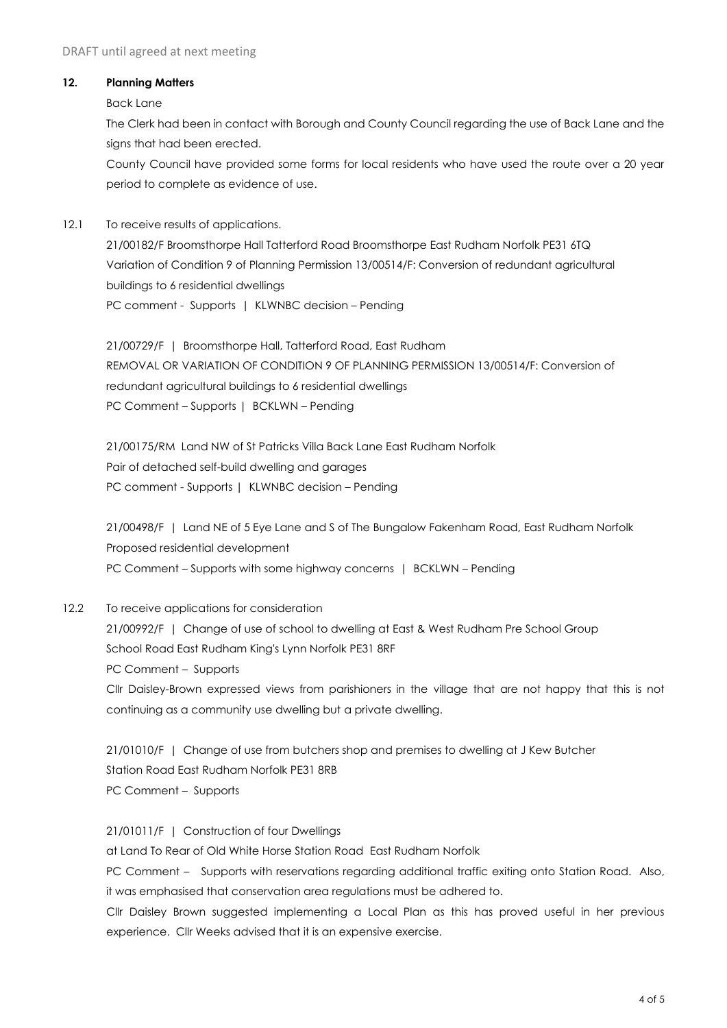DRAFT until agreed at next meeting

**12. Planning Matters**

Back Lane

The Clerk had been in contact with Borough and County Council regarding the use of Back Lane and the signs that had been erected.

County Council have provided some forms for local residents who have used the route over a 20 year period to complete as evidence of use.

12.1 To receive results of applications.

21/00182/F Broomsthorpe Hall Tatterford Road Broomsthorpe East Rudham Norfolk PE31 6TQ
Variation of Condition 9 of Planning Permission 13/00514/F: Conversion of redundant agricultural buildings to 6 residential dwellings
PC comment - Supports | KLWNBC decision – Pending

21/00729/F | Broomsthorpe Hall, Tatterford Road, East Rudham
REMOVAL OR VARIATION OF CONDITION 9 OF PLANNING PERMISSION 13/00514/F: Conversion of redundant agricultural buildings to 6 residential dwellings
PC Comment – Supports | BCKLWN – Pending

21/00175/RM Land NW of St Patricks Villa Back Lane East Rudham Norfolk
Pair of detached self-build dwelling and garages
PC comment - Supports | KLWNBC decision – Pending

21/00498/F | Land NE of 5 Eye Lane and S of The Bungalow Fakenham Road, East Rudham Norfolk
Proposed residential development
PC Comment – Supports with some highway concerns | BCKLWN – Pending

12.2 To receive applications for consideration

21/00992/F | Change of use of school to dwelling at East & West Rudham Pre School Group School Road East Rudham King's Lynn Norfolk PE31 8RF
PC Comment – Supports
Cllr Daisley-Brown expressed views from parishioners in the village that are not happy that this is not continuing as a community use dwelling but a private dwelling.

21/01010/F | Change of use from butchers shop and premises to dwelling at J Kew Butcher Station Road East Rudham Norfolk PE31 8RB
PC Comment – Supports

21/01011/F | Construction of four Dwellings
at Land To Rear of Old White Horse Station Road East Rudham Norfolk
PC Comment – Supports with reservations regarding additional traffic exiting onto Station Road. Also, it was emphasised that conservation area regulations must be adhered to.
Cllr Daisley Brown suggested implementing a Local Plan as this has proved useful in her previous experience. Cllr Weeks advised that it is an expensive exercise.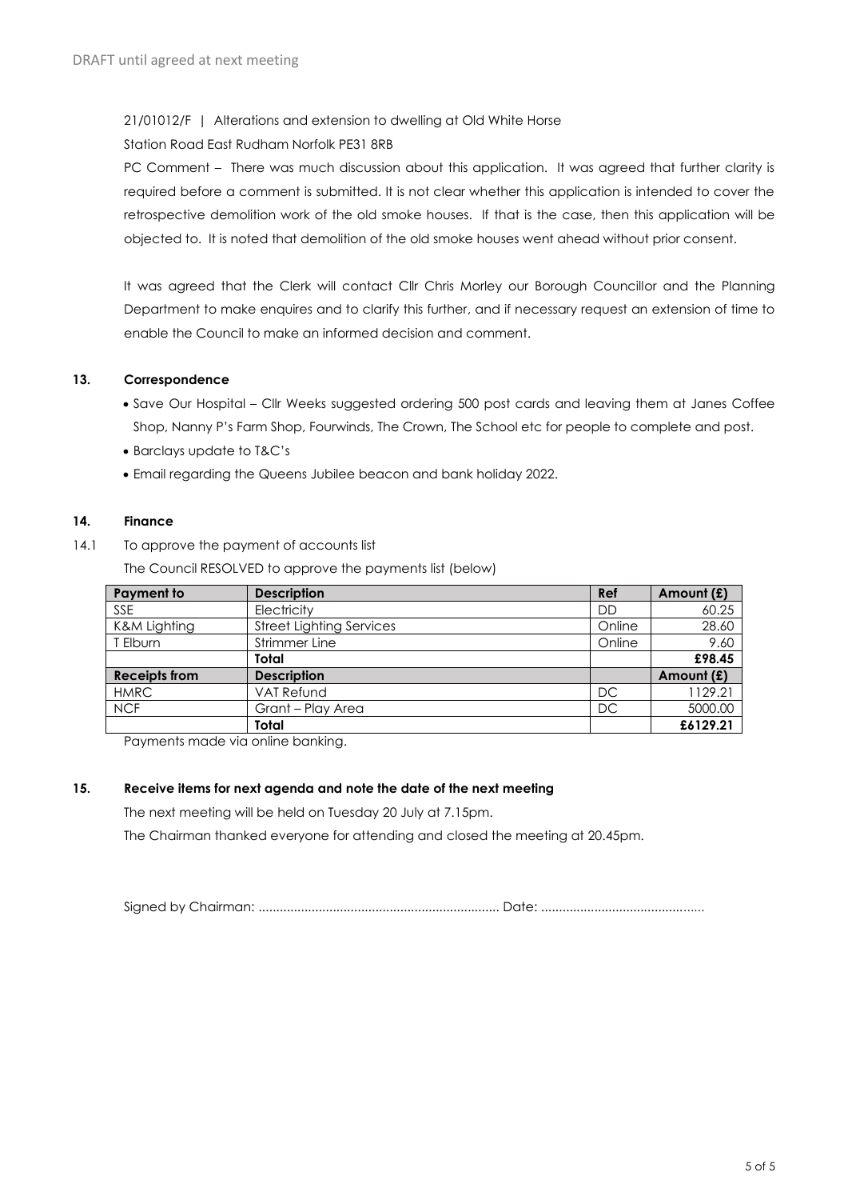21/01012/F | Alterations and extension to dwelling at Old White Horse Station Road East Rudham Norfolk PE31 8RB

PC Comment – There was much discussion about this application. It was agreed that further clarity is required before a comment is submitted. It is not clear whether this application is intended to cover the retrospective demolition work of the old smoke houses. If that is the case, then this application will be objected to. It is noted that demolition of the old smoke houses went ahead without prior consent.

It was agreed that the Clerk will contact Cllr Chris Morley our Borough Councillor and the Planning Department to make enquires and to clarify this further, and if necessary request an extension of time to enable the Council to make an informed decision and comment.

**13. Correspondence**

- Save Our Hospital – Cllr Weeks suggested ordering 500 post cards and leaving them at Janes Coffee Shop, Nanny P's Farm Shop, Fourwinds, The Crown, The School etc for people to complete and post.
- Barclays update to T&C's
- Email regarding the Queens Jubilee beacon and bank holiday 2022.

**14. Finance**

14.1 To approve the payment of accounts list

The Council RESOLVED to approve the payments list (below)

| Payment to | Description | Ref | Amount (£) |
|---|---|---|---|
| SSE | Electricity | DD | 60.25 |
| K&M Lighting | Street Lighting Services | Online | 28.60 |
| T Elburn | Strimmer Line | Online | 9.60 |
| | **Total** | | **£98.45** |
| **Receipts from** | **Description** | | **Amount (£)** |
| HMRC | VAT Refund | DC | 1129.21 |
| NCF | Grant – Play Area | DC | 5000.00 |
| | **Total** | | **£6129.21** |

Payments made via online banking.

**15. Receive items for next agenda and note the date of the next meeting**

The next meeting will be held on Tuesday 20 July at 7.15pm.

The Chairman thanked everyone for attending and closed the meeting at 20.45pm.

Signed by Chairman: .................................................................... Date: .............................................